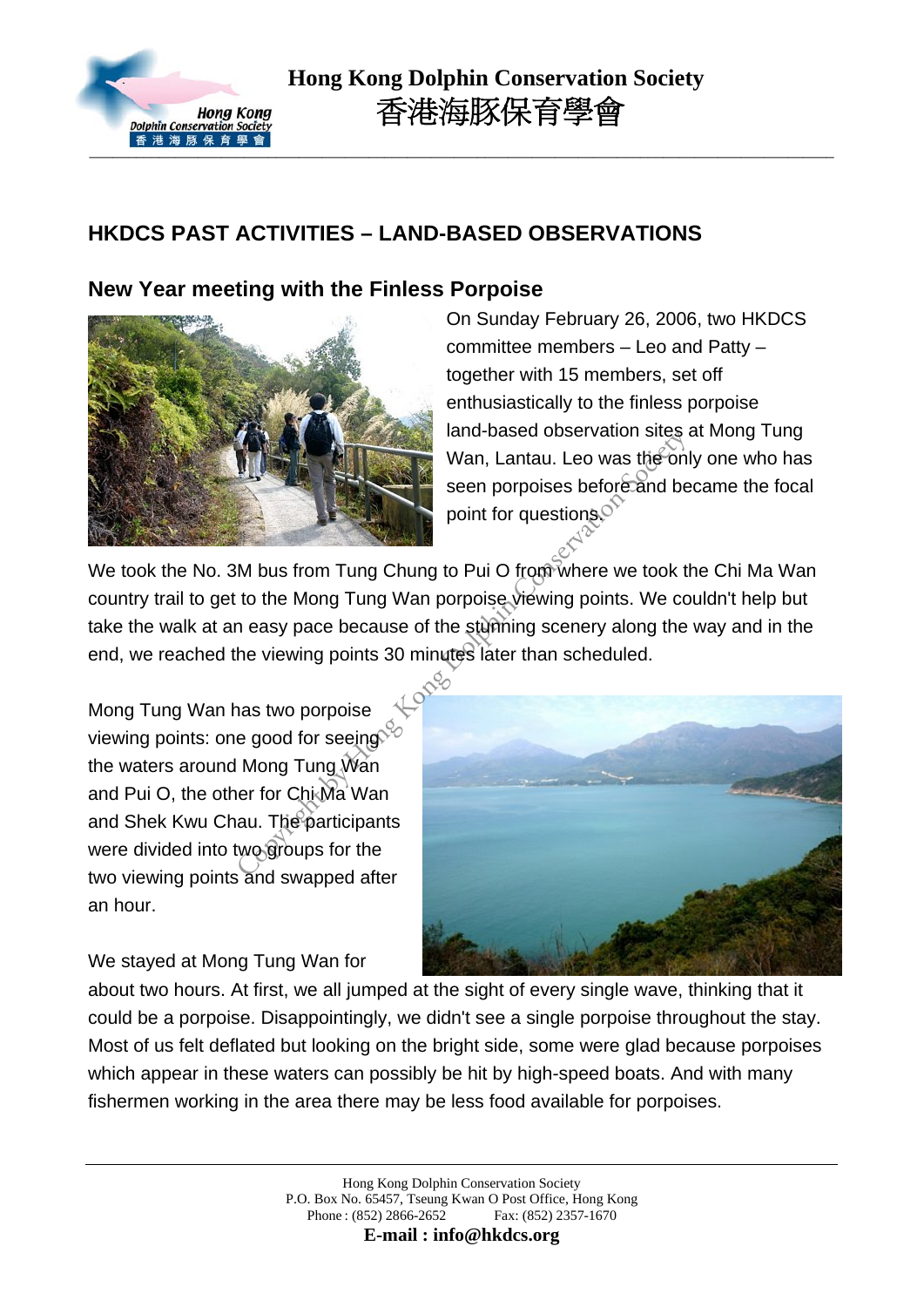# HKDCS PAST ACTIVITIES – LAND-BASED OBSERVATIONS

## New Year meeting with the Finless Porpoise

On Sunday February 26, 2006, two HKDCS committee members – Leo and Patty – together with 15 members, set off enthusiastically to the finless porpoise land-based observation sites at Mong Tung Wan, Lantau. Leo was the only one who has seen porpoises before and became the focal point for questions.

We took the No. 3M bus from Tung Chung to Pui O from where we took the Chi Ma Wan country trail to get to the Mong Tung Wan porpoise viewing points. We couldn't help but take the walk at an easy pace because of the stunning scenery along the way and in the end, we reached the viewing points 30 minutes later than scheduled.

Mong Tung Wan has two porpoise viewing points: one good for seeing the waters around Mong Tung Wan and Pui O, the other for Chi Ma Wan and Shek Kwu Chau. The participants were divided into two groups for the two viewing points and swapped after an hour.

We stayed at Mong Tung Wan for about two hours. At first, we all jumped at the sight of every single wave, thinking that it could be a porpoise. Disappointingly, we didn't see a single porpoise throughout the stay. Most of us felt deflated but looking on the bright side, some were glad because porpoises which appear in these waters can possibly be hit by high-speed boats. And with many fishermen working in the area there may be less food available for porpoises.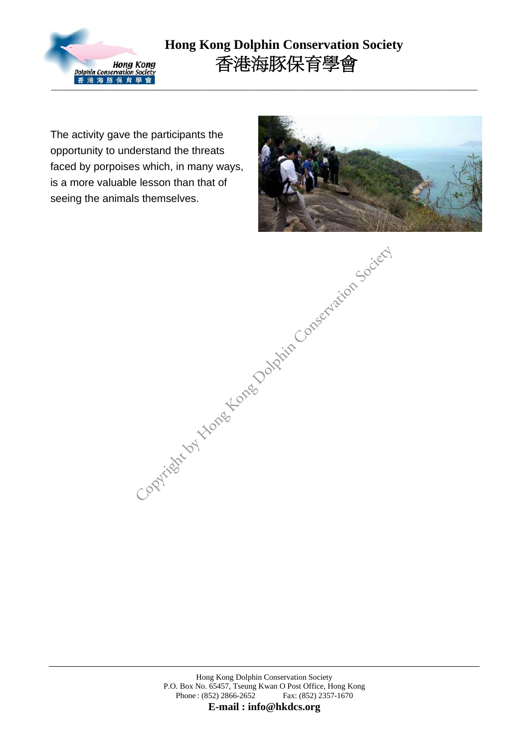The activity gave the participants the opportunity to understand the threats faced by porpoises which, in many ways, is a more valuable lesson than that of seeing the animals themselves.